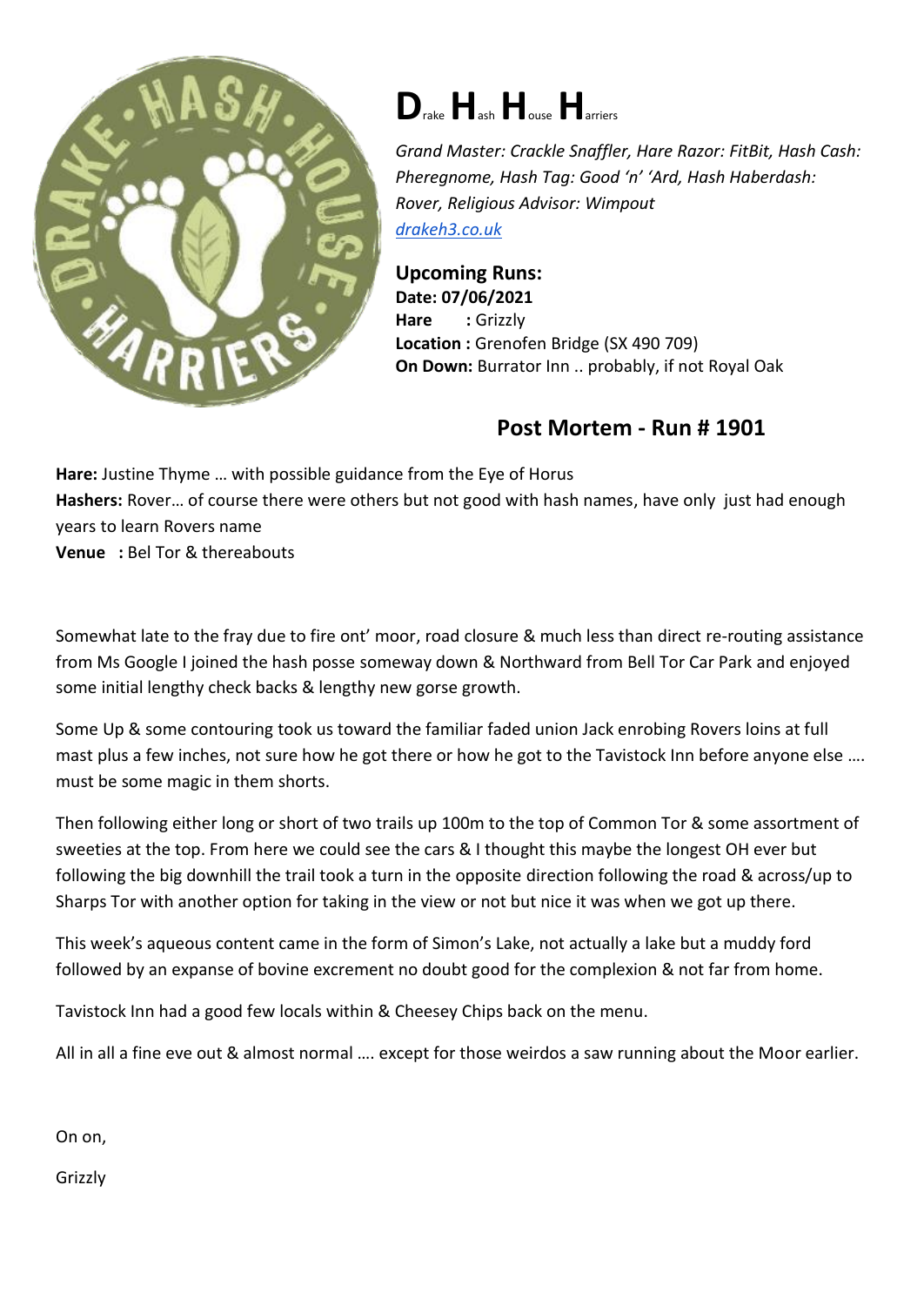# D<small>rake</small> H<small>ash</small> H<small>ouse</small> H<small>arriers</small>

*Grand Master: Crackle Snaffler, Hare Razor: FitBit, Hash Cash: Pheregnome, Hash Tag: Good 'n' 'Ard, Hash Haberdash: Rover, Religious Advisor: Wimpout*
[drakeh3.co.uk](drakeh3.co.uk)

**Upcoming Runs:**
**Date: 07/06/2021**
**Hare : ** Grizzly
**Location :** Grenofen Bridge (SX 490 709)
**On Down:** Burrator Inn .. probably, if not Royal Oak

## Post Mortem - Run # 1901

**Hare:** Justine Thyme … with possible guidance from the Eye of Horus
**Hashers:** Rover… of course there were others but not good with hash names, have only just had enough years to learn Rovers name
**Venue : ** Bel Tor & thereabouts

Somewhat late to the fray due to fire ont' moor, road closure & much less than direct re-routing assistance from Ms Google I joined the hash posse someway down & Northward from Bell Tor Car Park and enjoyed some initial lengthy check backs & lengthy new gorse growth.

Some Up & some contouring took us toward the familiar faded union Jack enrobing Rovers loins at full mast plus a few inches, not sure how he got there or how he got to the Tavistock Inn before anyone else …. must be some magic in them shorts.

Then following either long or short of two trails up 100m to the top of Common Tor & some assortment of sweeties at the top. From here we could see the cars & I thought this maybe the longest OH ever but following the big downhill the trail took a turn in the opposite direction following the road & across/up to Sharps Tor with another option for taking in the view or not but nice it was when we got up there.

This week's aqueous content came in the form of Simon's Lake, not actually a lake but a muddy ford followed by an expanse of bovine excrement no doubt good for the complexion & not far from home.

Tavistock Inn had a good few locals within & Cheesey Chips back on the menu.

All in all a fine eve out & almost normal …. except for those weirdos a saw running about the Moor earlier.

On on,

Grizzly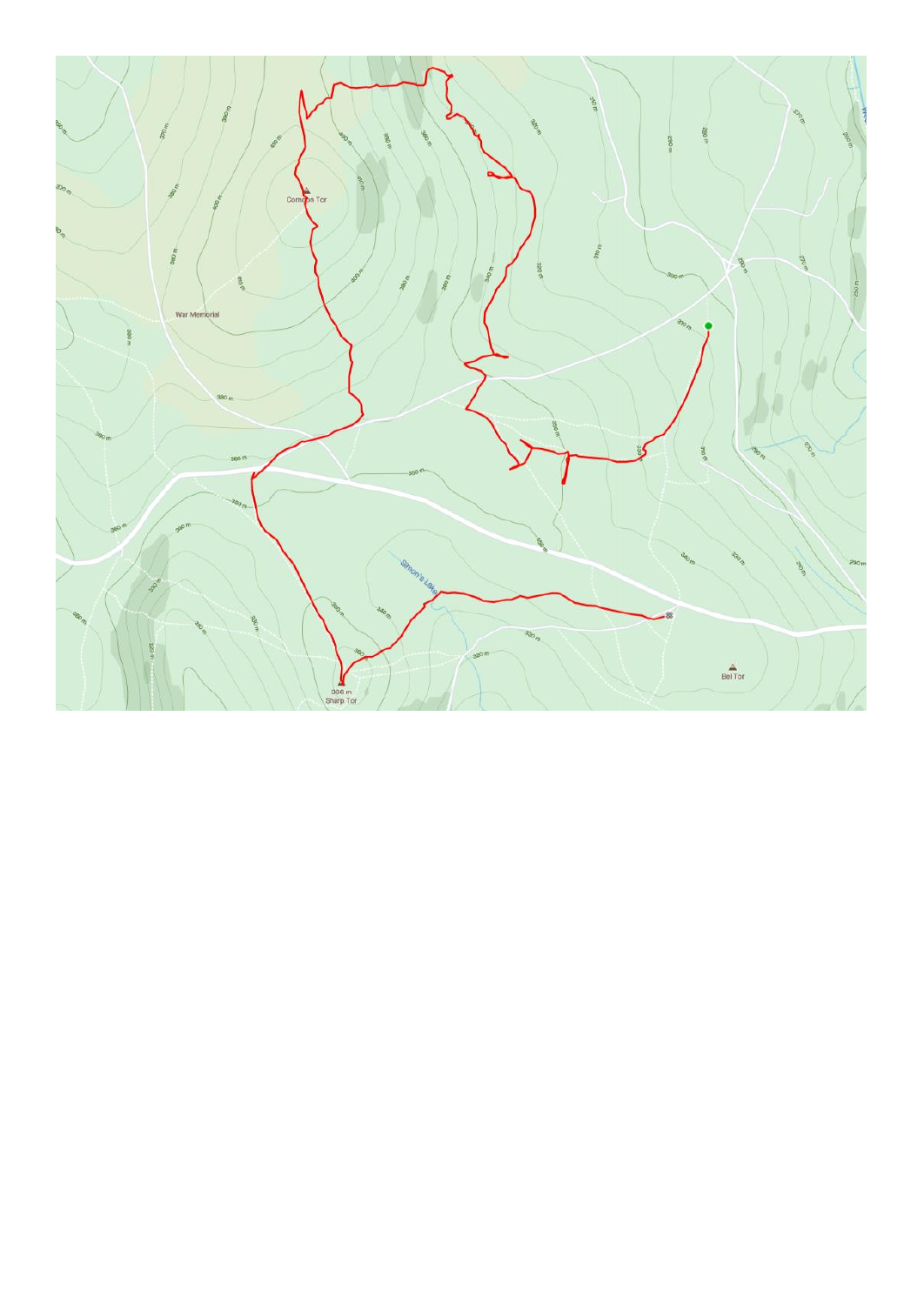Corndon Tor

War Memorial

Simon's Lake

396 m
Sharp Tor

Bel Tor